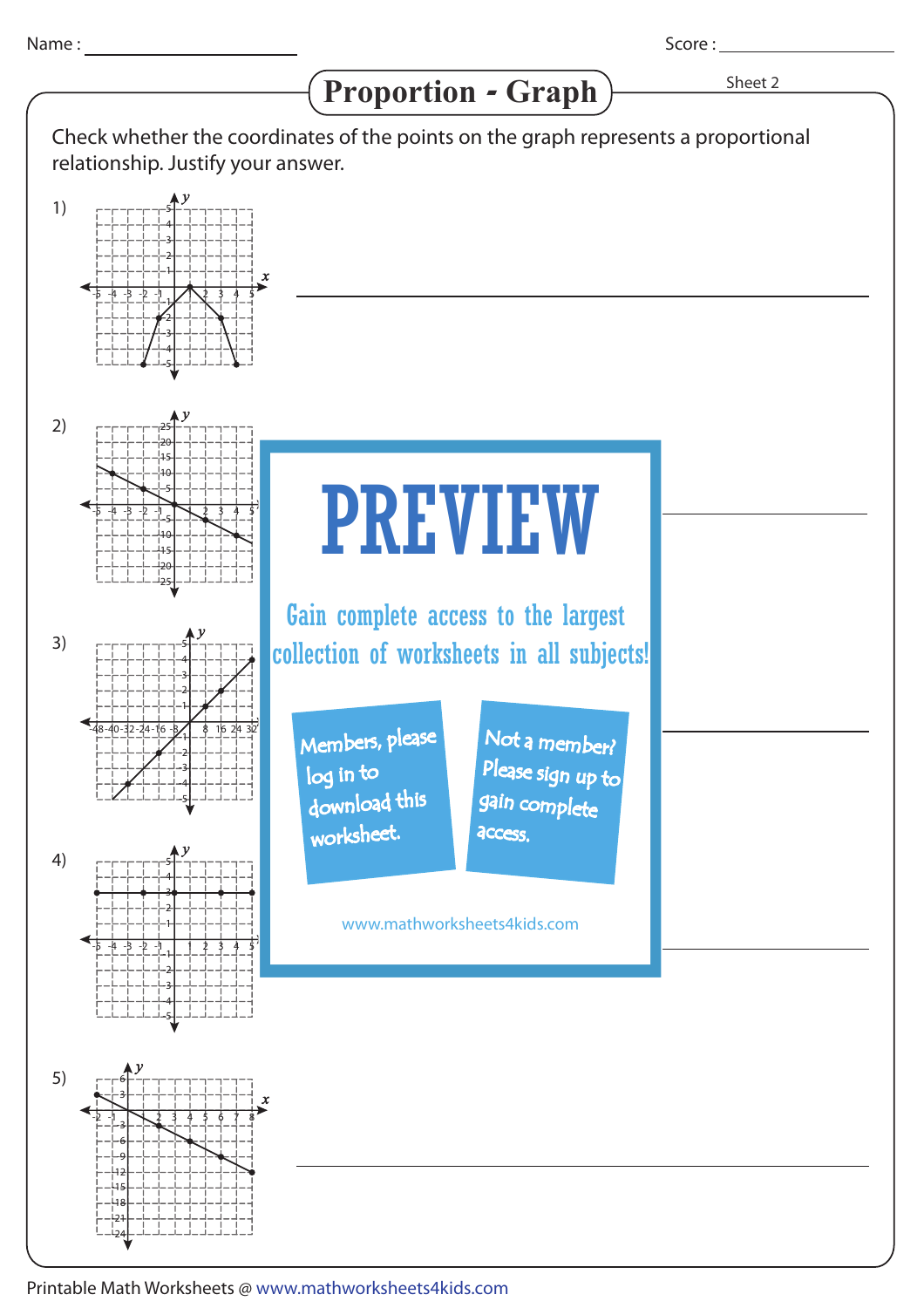Name : ____________________ Score : ____________________

# Proportion - Graph

Sheet 2

Check whether the coordinates of the points on the graph represents a proportional relationship. Justify your answer.

1) ________________________________________

2) ________________________________________

3) ________________________________________

4) ________________________________________

5) ________________________________________

PREVIEW

Gain complete access to the largest collection of worksheets in all subjects!

Members, please log in to download this worksheet.

Not a member? Please sign up to gain complete access.

www.mathworksheets4kids.com

Printable Math Worksheets @ www.mathworksheets4kids.com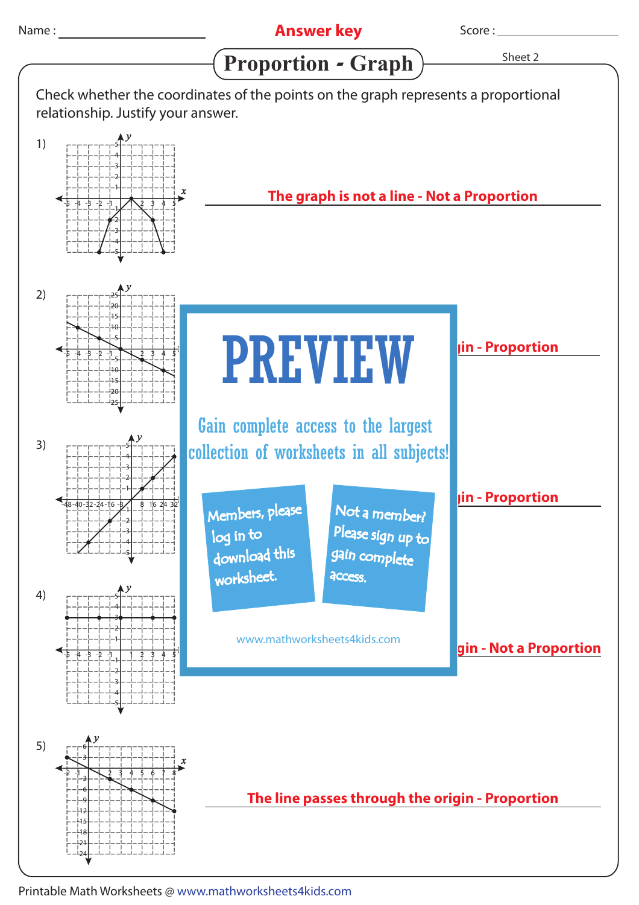Name : ____________ **Answer key** Score : ____________

# Proportion - Graph

Sheet 2

Check whether the coordinates of the points on the graph represents a proportional relationship. Justify your answer.

1)

y
5
4
3
2
1
x
-5 -4 -3 -2 -1 2 3 4 5
-1
-2
-3
-4
-5

**The graph is not a line - Not a Proportion**

2)

y
25
20
15
10
5
-5 -4 -3 -2 -1 2 3 4 5
-5
-10
-15
-20
-25

**gin - Proportion**

3)

y
5
4
3
2
1
-48 -40 -32 -24 -16 -8 8 16 24 32
-1
-2
-3
-4
-5

**gin - Proportion**

4)

y
5
4
3
2
1
-5 -4 -3 -2 -1 1 2 3 4 5
-1
-2
-3
-4
-5

**gin - Not a Proportion**

5)

y
6
3
x
-2 -1 2 3 4 5 6 7 8
-3
-6
-9
-12
-15
-18
-21
-24

**The line passes through the origin - Proportion**

PREVIEW

Gain complete access to the largest collection of worksheets in all subjects!

Members, please log in to download this worksheet.

Not a member? Please sign up to gain complete access.

www.mathworksheets4kids.com

Printable Math Worksheets @ www.mathworksheets4kids.com